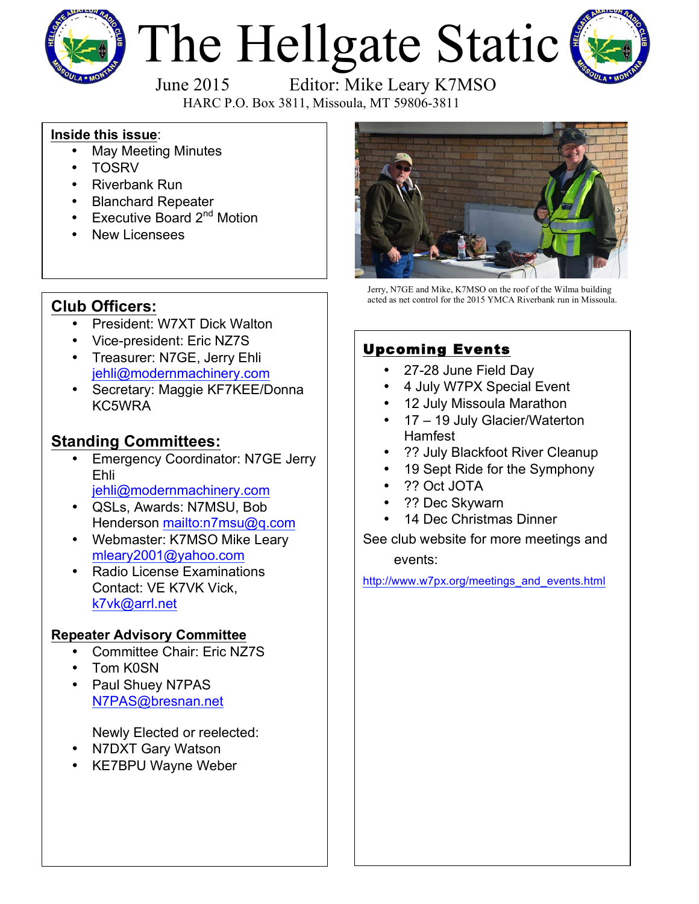# The Hellgate Static

June 2015 Editor: Mike Leary K7MSO

HARC P.O. Box 3811, Missoula, MT 59806-3811

**Inside this issue**:

- May Meeting Minutes
- TOSRV
- Riverbank Run
- Blanchard Repeater
- Executive Board 2nd Motion
- New Licensees

## Club Officers:

- President: W7XT Dick Walton
- Vice-president: Eric NZ7S
- Treasurer: N7GE, Jerry Ehli jehli@modernmachinery.com
- Secretary: Maggie KF7KEE/Donna KC5WRA

## Standing Committees:

- Emergency Coordinator: N7GE Jerry Ehli jehli@modernmachinery.com
- QSLs, Awards: N7MSU, Bob Henderson mailto:n7msu@q.com
- Webmaster: K7MSO Mike Leary mleary2001@yahoo.com
- Radio License Examinations Contact: VE K7VK Vick, k7vk@arrl.net

### Repeater Advisory Committee

- Committee Chair: Eric NZ7S
- Tom K0SN
- Paul Shuey N7PAS N7PAS@bresnan.net

Newly Elected or reelected:

- N7DXT Gary Watson
- KE7BPU Wayne Weber

Jerry, N7GE and Mike, K7MSO on the roof of the Wilma building acted as net control for the 2015 YMCA Riverbank run in Missoula.

## Upcoming Events

- 27-28 June Field Day
- 4 July W7PX Special Event
- 12 July Missoula Marathon
- 17 – 19 July Glacier/Waterton Hamfest
- ?? July Blackfoot River Cleanup
- 19 Sept Ride for the Symphony
- ?? Oct JOTA
- ?? Dec Skywarn
- 14 Dec Christmas Dinner

See club website for more meetings and events:

http://www.w7px.org/meetings_and_events.html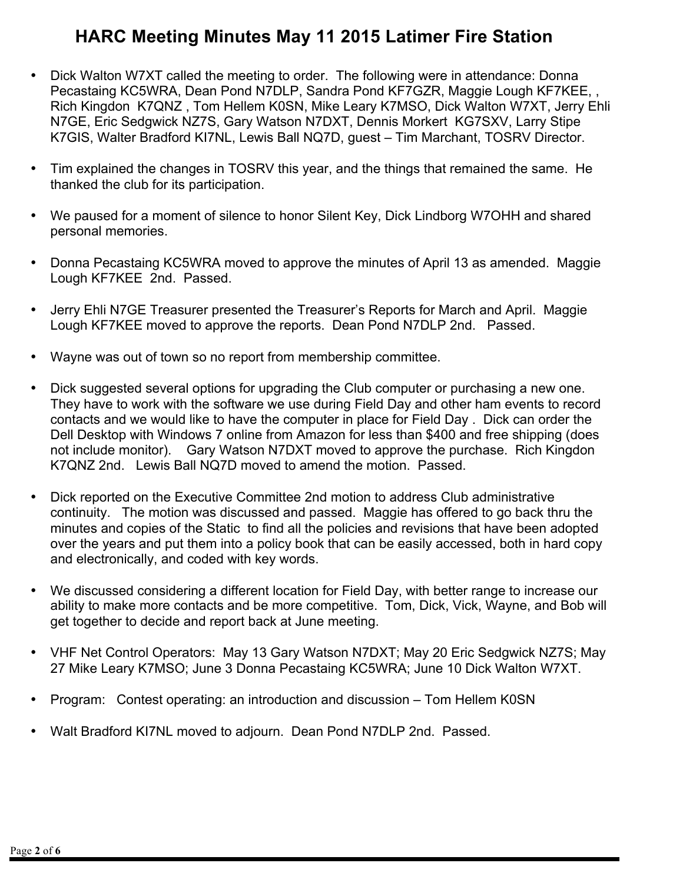# HARC Meeting Minutes May 11 2015 Latimer Fire Station

- Dick Walton W7XT called the meeting to order. The following were in attendance: Donna Pecastaing KC5WRA, Dean Pond N7DLP, Sandra Pond KF7GZR, Maggie Lough KF7KEE, , Rich Kingdon K7QNZ , Tom Hellem K0SN, Mike Leary K7MSO, Dick Walton W7XT, Jerry Ehli N7GE, Eric Sedgwick NZ7S, Gary Watson N7DXT, Dennis Morkert KG7SXV, Larry Stipe K7GIS, Walter Bradford KI7NL, Lewis Ball NQ7D, guest – Tim Marchant, TOSRV Director.

- Tim explained the changes in TOSRV this year, and the things that remained the same. He thanked the club for its participation.

- We paused for a moment of silence to honor Silent Key, Dick Lindborg W7OHH and shared personal memories.

- Donna Pecastaing KC5WRA moved to approve the minutes of April 13 as amended. Maggie Lough KF7KEE 2nd. Passed.

- Jerry Ehli N7GE Treasurer presented the Treasurer's Reports for March and April. Maggie Lough KF7KEE moved to approve the reports. Dean Pond N7DLP 2nd. Passed.

- Wayne was out of town so no report from membership committee.

- Dick suggested several options for upgrading the Club computer or purchasing a new one. They have to work with the software we use during Field Day and other ham events to record contacts and we would like to have the computer in place for Field Day . Dick can order the Dell Desktop with Windows 7 online from Amazon for less than $400 and free shipping (does not include monitor). Gary Watson N7DXT moved to approve the purchase. Rich Kingdon K7QNZ 2nd. Lewis Ball NQ7D moved to amend the motion. Passed.

- Dick reported on the Executive Committee 2nd motion to address Club administrative continuity. The motion was discussed and passed. Maggie has offered to go back thru the minutes and copies of the Static to find all the policies and revisions that have been adopted over the years and put them into a policy book that can be easily accessed, both in hard copy and electronically, and coded with key words.

- We discussed considering a different location for Field Day, with better range to increase our ability to make more contacts and be more competitive. Tom, Dick, Vick, Wayne, and Bob will get together to decide and report back at June meeting.

- VHF Net Control Operators: May 13 Gary Watson N7DXT; May 20 Eric Sedgwick NZ7S; May 27 Mike Leary K7MSO; June 3 Donna Pecastaing KC5WRA; June 10 Dick Walton W7XT.

- Program: Contest operating: an introduction and discussion – Tom Hellem K0SN

- Walt Bradford KI7NL moved to adjourn. Dean Pond N7DLP 2nd. Passed.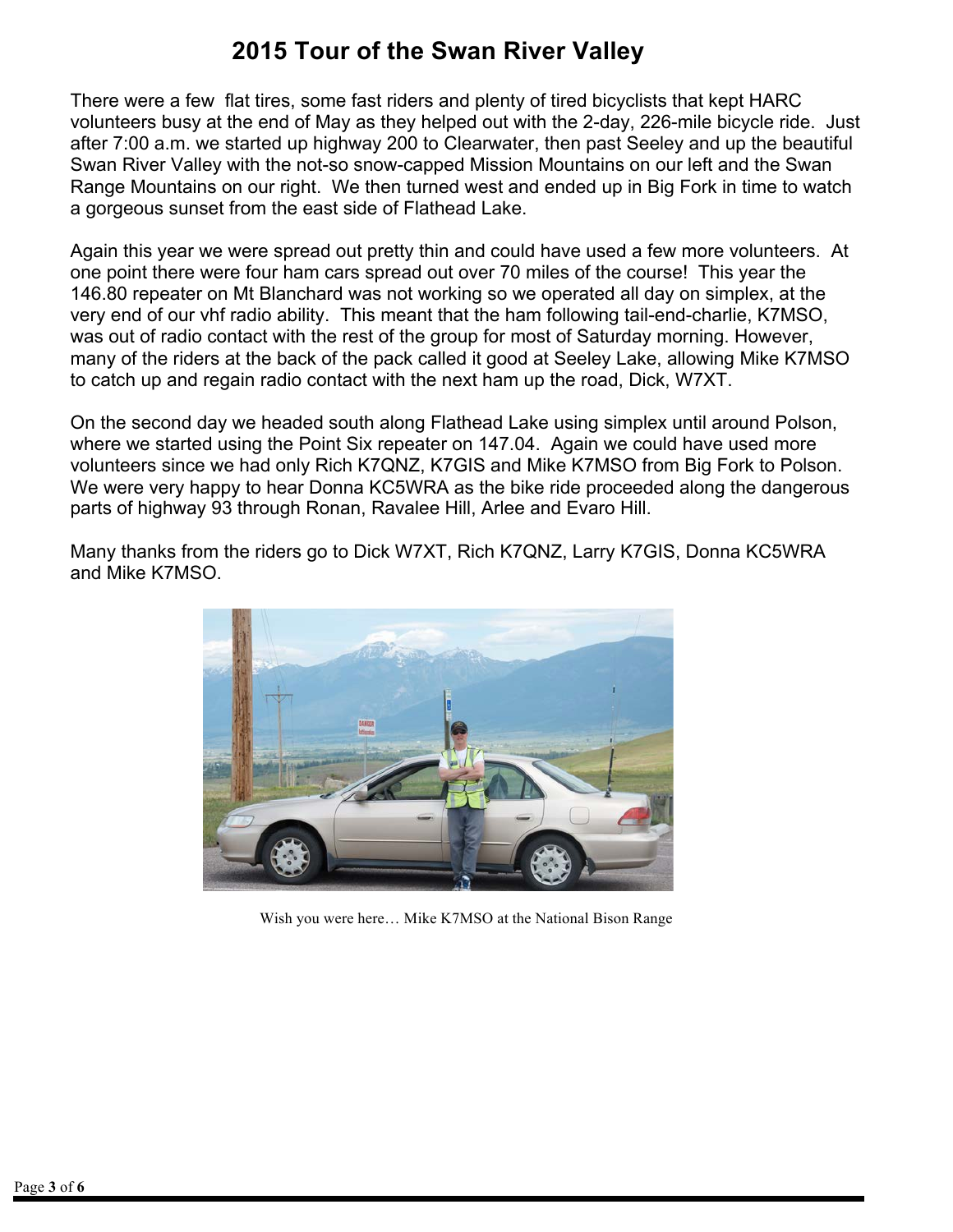# 2015 Tour of the Swan River Valley

There were a few flat tires, some fast riders and plenty of tired bicyclists that kept HARC volunteers busy at the end of May as they helped out with the 2-day, 226-mile bicycle ride. Just after 7:00 a.m. we started up highway 200 to Clearwater, then past Seeley and up the beautiful Swan River Valley with the not-so snow-capped Mission Mountains on our left and the Swan Range Mountains on our right. We then turned west and ended up in Big Fork in time to watch a gorgeous sunset from the east side of Flathead Lake.

Again this year we were spread out pretty thin and could have used a few more volunteers. At one point there were four ham cars spread out over 70 miles of the course! This year the 146.80 repeater on Mt Blanchard was not working so we operated all day on simplex, at the very end of our vhf radio ability. This meant that the ham following tail-end-charlie, K7MSO, was out of radio contact with the rest of the group for most of Saturday morning. However, many of the riders at the back of the pack called it good at Seeley Lake, allowing Mike K7MSO to catch up and regain radio contact with the next ham up the road, Dick, W7XT.

On the second day we headed south along Flathead Lake using simplex until around Polson, where we started using the Point Six repeater on 147.04. Again we could have used more volunteers since we had only Rich K7QNZ, K7GIS and Mike K7MSO from Big Fork to Polson. We were very happy to hear Donna KC5WRA as the bike ride proceeded along the dangerous parts of highway 93 through Ronan, Ravalee Hill, Arlee and Evaro Hill.

Many thanks from the riders go to Dick W7XT, Rich K7QNZ, Larry K7GIS, Donna KC5WRA and Mike K7MSO.

Wish you were here… Mike K7MSO at the National Bison Range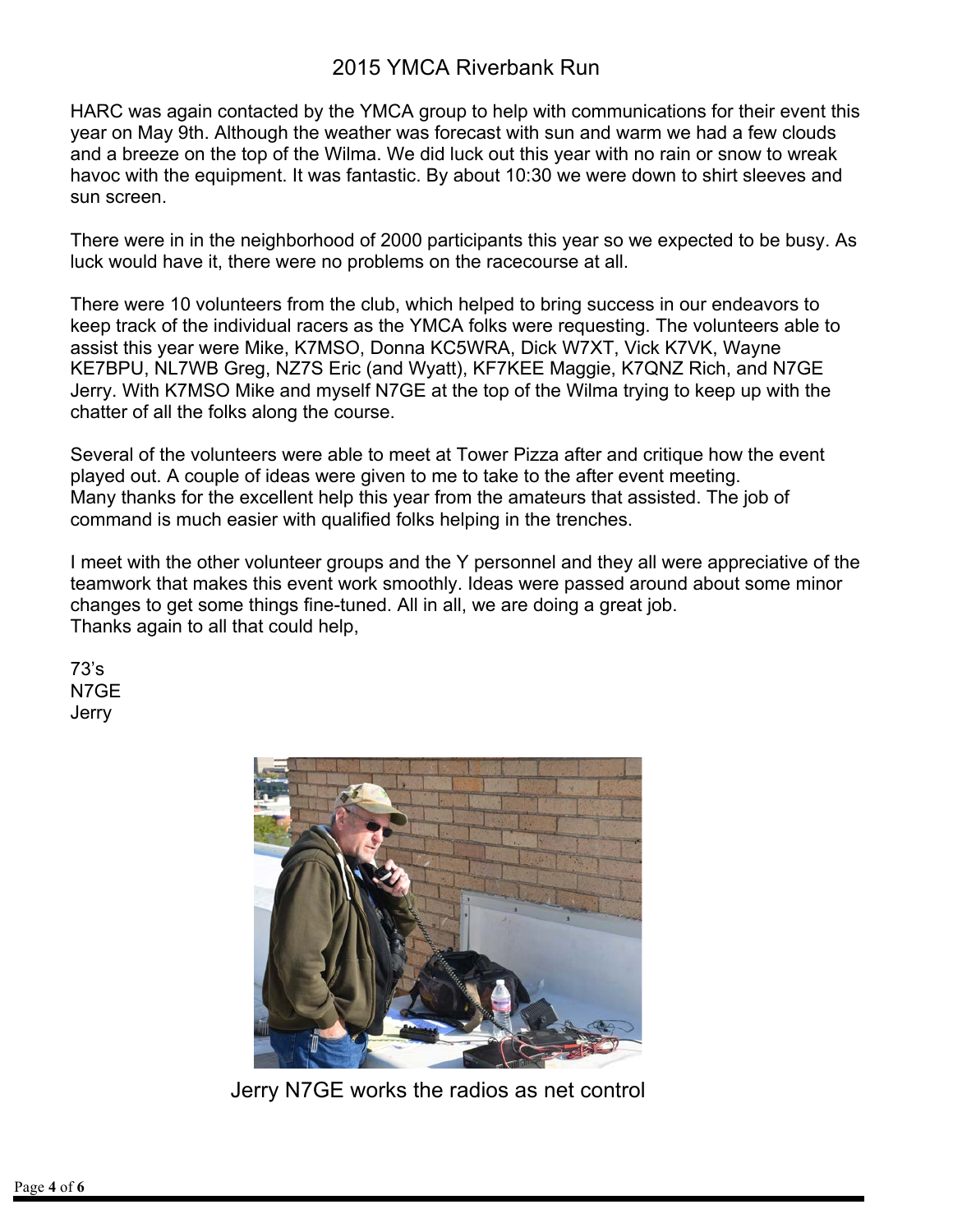# 2015 YMCA Riverbank Run

HARC was again contacted by the YMCA group to help with communications for their event this year on May 9th. Although the weather was forecast with sun and warm we had a few clouds and a breeze on the top of the Wilma. We did luck out this year with no rain or snow to wreak havoc with the equipment. It was fantastic. By about 10:30 we were down to shirt sleeves and sun screen.

There were in in the neighborhood of 2000 participants this year so we expected to be busy. As luck would have it, there were no problems on the racecourse at all.

There were 10 volunteers from the club, which helped to bring success in our endeavors to keep track of the individual racers as the YMCA folks were requesting. The volunteers able to assist this year were Mike, K7MSO, Donna KC5WRA, Dick W7XT, Vick K7VK, Wayne KE7BPU, NL7WB Greg, NZ7S Eric (and Wyatt), KF7KEE Maggie, K7QNZ Rich, and N7GE Jerry. With K7MSO Mike and myself N7GE at the top of the Wilma trying to keep up with the chatter of all the folks along the course.

Several of the volunteers were able to meet at Tower Pizza after and critique how the event played out. A couple of ideas were given to me to take to the after event meeting.
Many thanks for the excellent help this year from the amateurs that assisted. The job of command is much easier with qualified folks helping in the trenches.

I meet with the other volunteer groups and the Y personnel and they all were appreciative of the teamwork that makes this event work smoothly. Ideas were passed around about some minor changes to get some things fine-tuned. All in all, we are doing a great job.
Thanks again to all that could help,

73's
N7GE
Jerry

Jerry N7GE works the radios as net control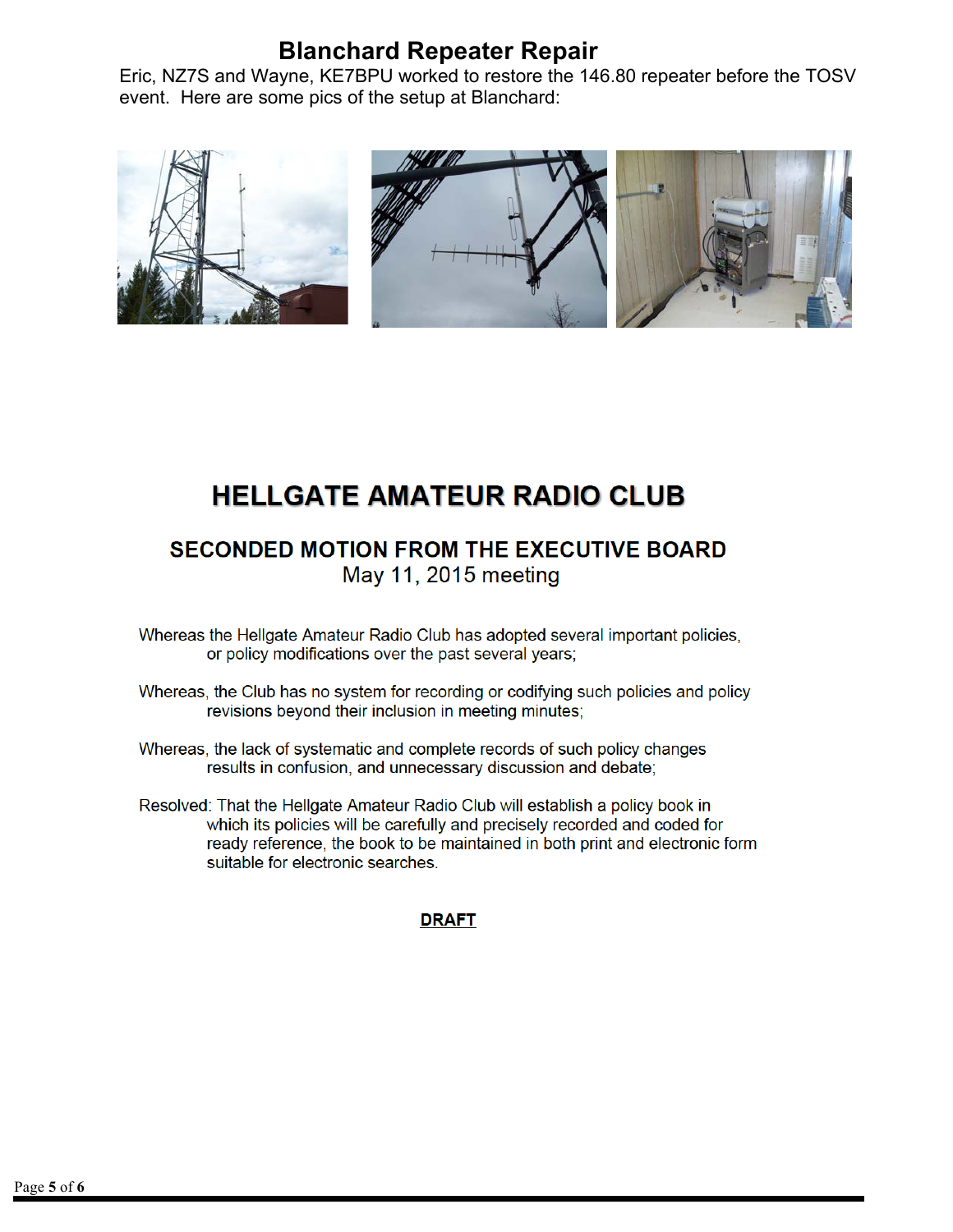## Blanchard Repeater Repair

Eric, NZ7S and Wayne, KE7BPU worked to restore the 146.80 repeater before the TOSV event. Here are some pics of the setup at Blanchard:

# HELLGATE AMATEUR RADIO CLUB

### SECONDED MOTION FROM THE EXECUTIVE BOARD

May 11, 2015 meeting

Whereas the Hellgate Amateur Radio Club has adopted several important policies, or policy modifications over the past several years;

Whereas, the Club has no system for recording or codifying such policies and policy revisions beyond their inclusion in meeting minutes;

Whereas, the lack of systematic and complete records of such policy changes results in confusion, and unnecessary discussion and debate;

Resolved: That the Hellgate Amateur Radio Club will establish a policy book in which its policies will be carefully and precisely recorded and coded for ready reference, the book to be maintained in both print and electronic form suitable for electronic searches.

**DRAFT**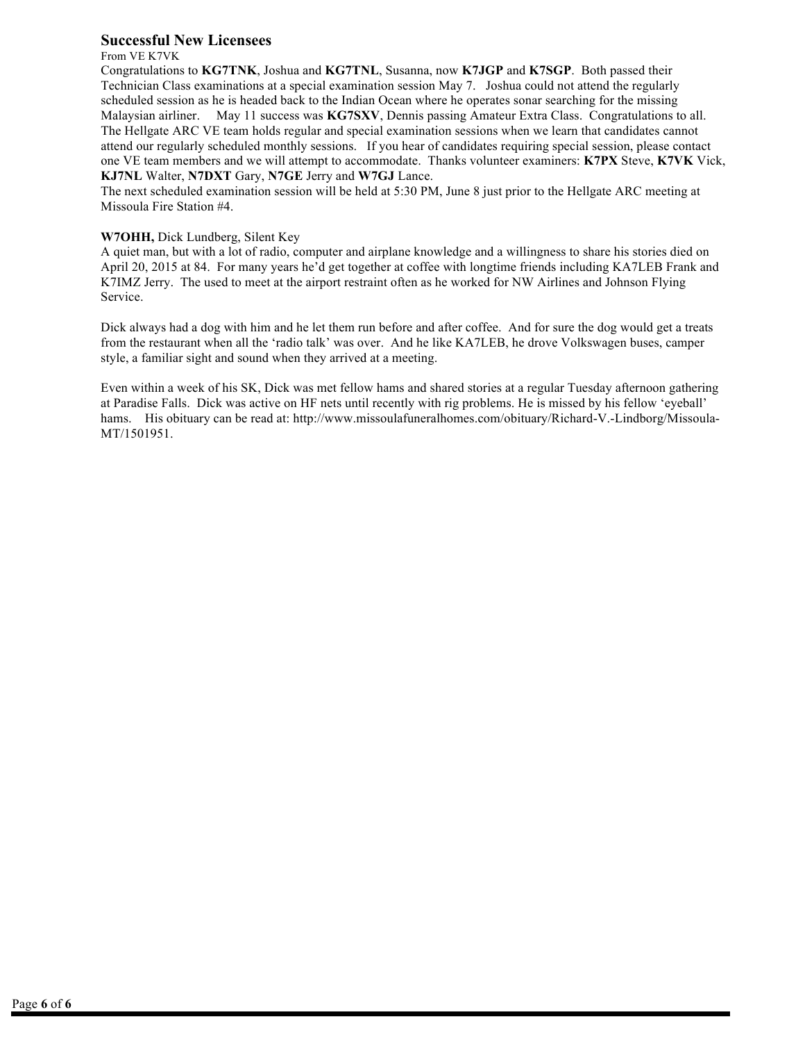## Successful New Licensees

From VE K7VK

Congratulations to **KG7TNK**, Joshua and **KG7TNL**, Susanna, now **K7JGP** and **K7SGP**. Both passed their Technician Class examinations at a special examination session May 7. Joshua could not attend the regularly scheduled session as he is headed back to the Indian Ocean where he operates sonar searching for the missing Malaysian airliner. May 11 success was **KG7SXV**, Dennis passing Amateur Extra Class. Congratulations to all. The Hellgate ARC VE team holds regular and special examination sessions when we learn that candidates cannot attend our regularly scheduled monthly sessions. If you hear of candidates requiring special session, please contact one VE team members and we will attempt to accommodate. Thanks volunteer examiners: **K7PX** Steve, **K7VK** Vick, **KJ7NL** Walter, **N7DXT** Gary, **N7GE** Jerry and **W7GJ** Lance.

The next scheduled examination session will be held at 5:30 PM, June 8 just prior to the Hellgate ARC meeting at Missoula Fire Station #4.

**W7OHH,** Dick Lundberg, Silent Key

A quiet man, but with a lot of radio, computer and airplane knowledge and a willingness to share his stories died on April 20, 2015 at 84. For many years he'd get together at coffee with longtime friends including KA7LEB Frank and K7IMZ Jerry. The used to meet at the airport restraint often as he worked for NW Airlines and Johnson Flying Service.

Dick always had a dog with him and he let them run before and after coffee. And for sure the dog would get a treats from the restaurant when all the 'radio talk' was over. And he like KA7LEB, he drove Volkswagen buses, camper style, a familiar sight and sound when they arrived at a meeting.

Even within a week of his SK, Dick was met fellow hams and shared stories at a regular Tuesday afternoon gathering at Paradise Falls. Dick was active on HF nets until recently with rig problems. He is missed by his fellow 'eyeball' hams. His obituary can be read at: http://www.missoulafuneralhomes.com/obituary/Richard-V.-Lindborg/Missoula-MT/1501951.